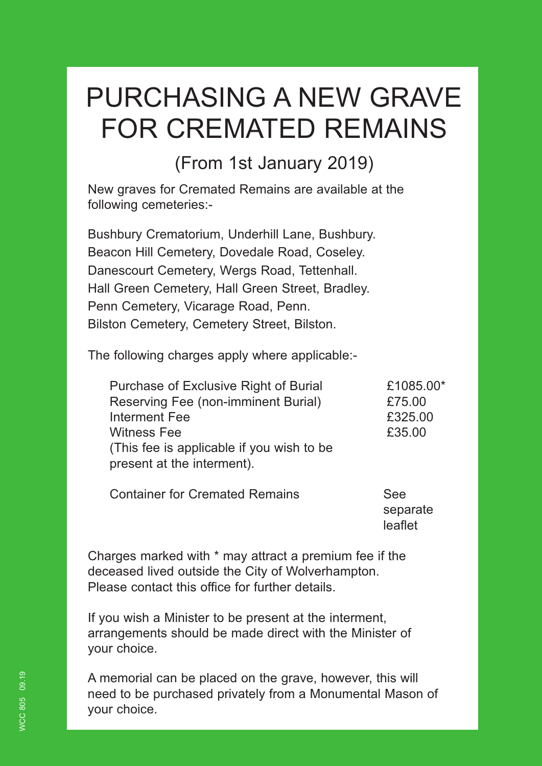# PURCHASING A NEW GRAVE FOR CREMATED REMAINS

## (From 1st January 2019)

New graves for Cremated Remains are available at the following cemeteries:-

Bushbury Crematorium, Underhill Lane, Bushbury.
Beacon Hill Cemetery, Dovedale Road, Coseley.
Danescourt Cemetery, Wergs Road, Tettenhall.
Hall Green Cemetery, Hall Green Street, Bradley.
Penn Cemetery, Vicarage Road, Penn.
Bilston Cemetery, Cemetery Street, Bilston.

The following charges apply where applicable:-

| | |
|---|---|
| Purchase of Exclusive Right of Burial | £1085.00* |
| Reserving Fee (non-imminent Burial) | £75.00 |
| Interment Fee | £325.00 |
| Witness Fee (This fee is applicable if you wish to be present at the interment). | £35.00 |
| Container for Cremated Remains | See separate leaflet |

Charges marked with * may attract a premium fee if the deceased lived outside the City of Wolverhampton. Please contact this office for further details.

If you wish a Minister to be present at the interment, arrangements should be made direct with the Minister of your choice.

A memorial can be placed on the grave, however, this will need to be purchased privately from a Monumental Mason of your choice.

WCC 805 09.19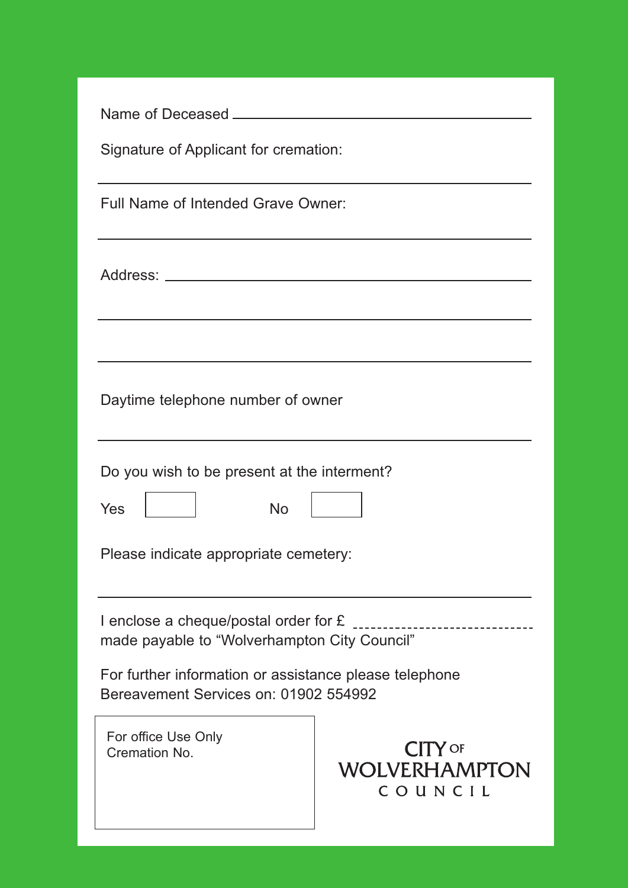Name of Deceased ______________________________________________

Signature of Applicant for cremation:

______________________________________________

Full Name of Intended Grave Owner:

______________________________________________

Address: ______________________________________________

______________________________________________

______________________________________________

Daytime telephone number of owner

______________________________________________

Do you wish to be present at the interment?

Yes ☐ No ☐

Please indicate appropriate cemetery:

______________________________________________

I enclose a cheque/postal order for £ ------------------------------
made payable to "Wolverhampton City Council"

For further information or assistance please telephone
Bereavement Services on: 01902 554992

For office Use Only
Cremation No.

CITY OF
WOLVERHAMPTON
COUNCIL